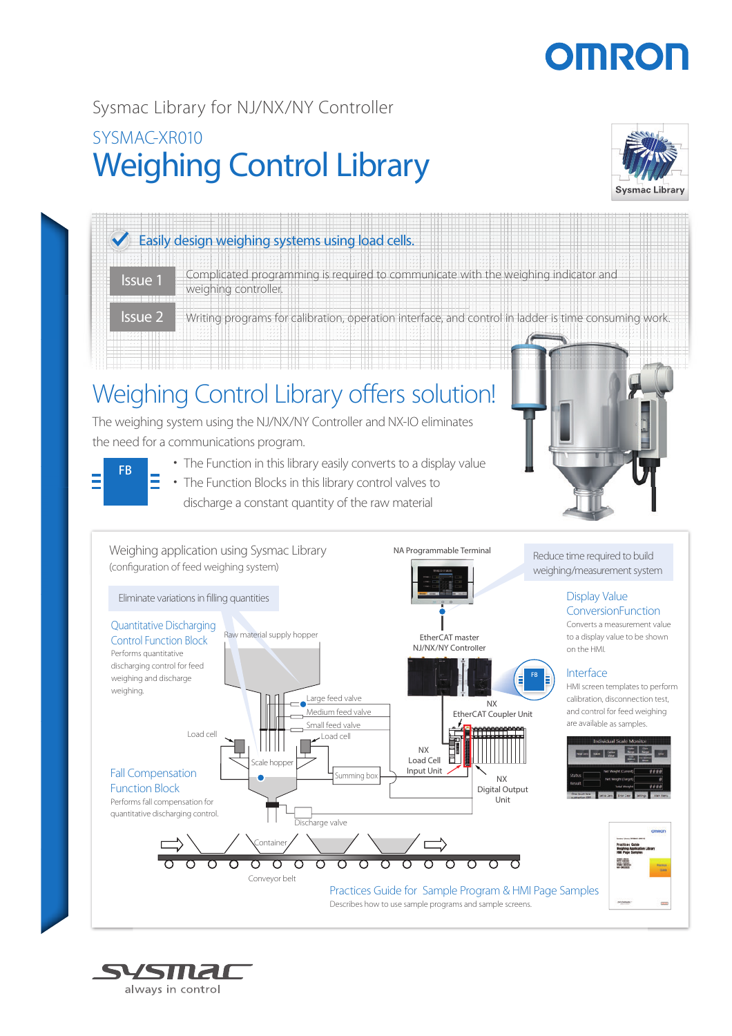Sysmac Library for NJ/NX/NY Controller

SYSMAC-XR010

# Weighing Control Library

Sysmac Library

Easily design weighing systems using load cells.

**Issue 1** Complicated programming is required to communicate with the weighing indicator and weighing controller.

**Issue 2** Writing programs for calibration, operation interface, and control in ladder is time consuming work.

## Weighing Control Library offers solution!

The weighing system using the NJ/NX/NY Controller and NX-IO eliminates the need for a communications program.

FB

- The Function in this library easily converts to a display value
- The Function Blocks in this library control valves to discharge a constant quantity of the raw material

### Weighing application using Sysmac Library

(configuration of feed weighing system)

Eliminate variations in filling quantities

**Quantitative Discharging Control Function Block**
Performs quantitative discharging control for feed weighing and discharge weighing.

**Fall Compensation Function Block**
Performs fall compensation for quantitative discharging control.

Raw material supply hopper

Large feed valve

Medium feed valve

Small feed valve

Load cell

Load cell

Scale hopper

Summing box

Discharge valve

Container

Conveyor belt

NA Programmable Terminal

EtherCAT master NJ/NX/NY Controller

NX EtherCAT Coupler Unit

NX Load Cell Input Unit

NX Digital Output Unit

Reduce time required to build weighing/measurement system

**Display Value ConversionFunction**
Converts a measurement value to a display value to be shown on the HMI.

**Interface**
HMI screen templates to perform calibration, disconnection test, and control for feed weighing are available as samples.

**Practices Guide for Sample Program & HMI Page Samples**
Describes how to use sample programs and sample screens.

sysmac
always in control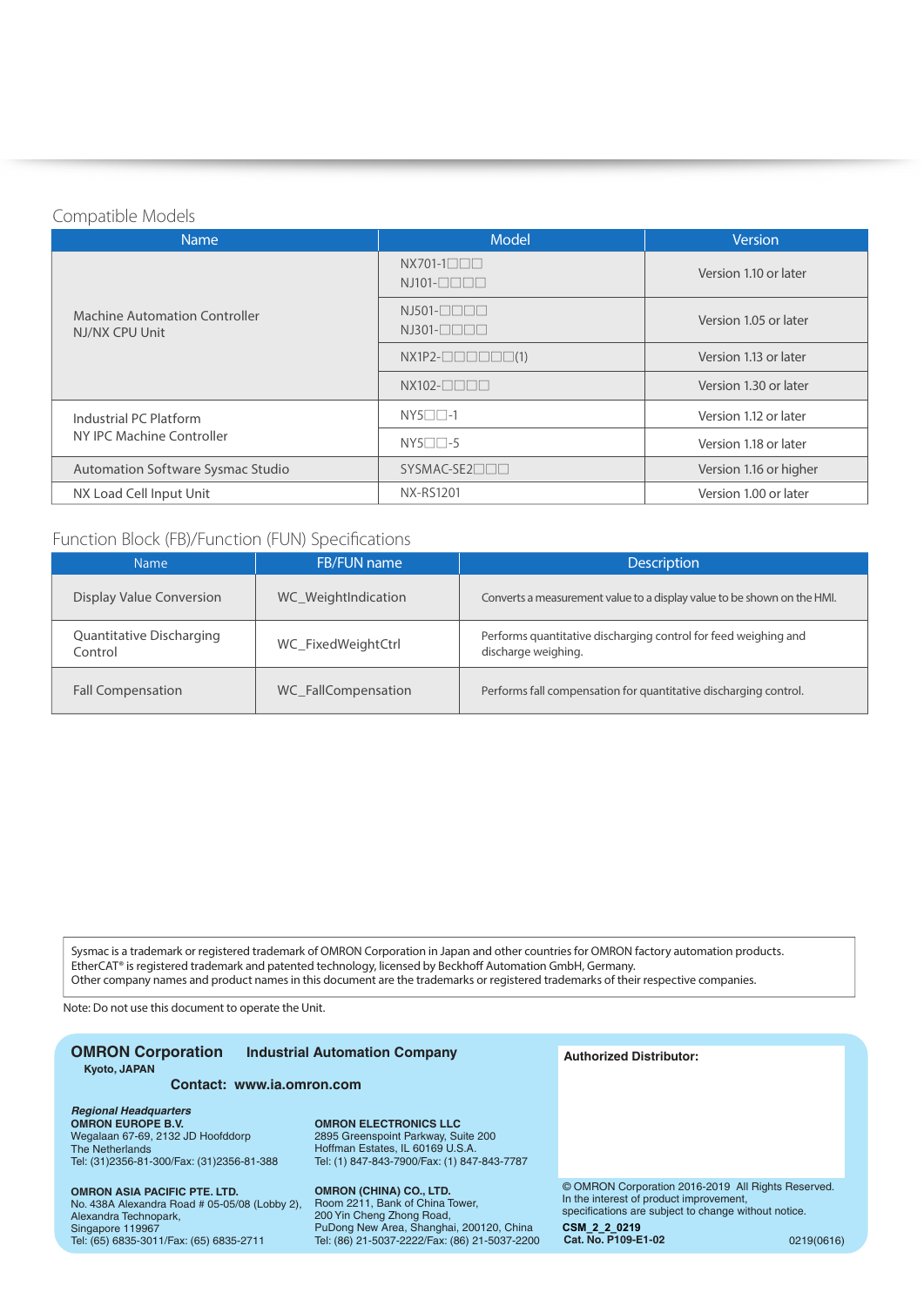## Compatible Models

| Name | Model | Version |
|---|---|---|
| Machine Automation Controller NJ/NX CPU Unit | NX701-1□□□<br>NJ101-□□□□ | Version 1.10 or later |
| | NJ501-□□□□<br>NJ301-□□□□ | Version 1.05 or later |
| | NX1P2-□□□□□□(1) | Version 1.13 or later |
| | NX102-□□□□ | Version 1.30 or later |
| Industrial PC Platform NY IPC Machine Controller | NY5□□-1 | Version 1.12 or later |
| | NY5□□-5 | Version 1.18 or later |
| Automation Software Sysmac Studio | SYSMAC-SE2□□□ | Version 1.16 or higher |
| NX Load Cell Input Unit | NX-RS1201 | Version 1.00 or later |

## Function Block (FB)/Function (FUN) Specifications

| Name | FB/FUN name | Description |
|---|---|---|
| Display Value Conversion | WC_WeightIndication | Converts a measurement value to a display value to be shown on the HMI. |
| Quantitative Discharging Control | WC_FixedWeightCtrl | Performs quantitative discharging control for feed weighing and discharge weighing. |
| Fall Compensation | WC_FallCompensation | Performs fall compensation for quantitative discharging control. |

Sysmac is a trademark or registered trademark of OMRON Corporation in Japan and other countries for OMRON factory automation products.
EtherCAT® is registered trademark and patented technology, licensed by Beckhoff Automation GmbH, Germany.
Other company names and product names in this document are the trademarks or registered trademarks of their respective companies.

Note: Do not use this document to operate the Unit.

**OMRON Corporation** **Industrial Automation Company**
**Kyoto, JAPAN**

**Contact: www.ia.omron.com**

***Regional Headquarters***

**OMRON EUROPE B.V.**
Wegalaan 67-69, 2132 JD Hoofddorp
The Netherlands
Tel: (31)2356-81-300/Fax: (31)2356-81-388

**OMRON ASIA PACIFIC PTE. LTD.**
No. 438A Alexandra Road # 05-05/08 (Lobby 2),
Alexandra Technopark,
Singapore 119967
Tel: (65) 6835-3011/Fax: (65) 6835-2711

**OMRON ELECTRONICS LLC**
2895 Greenspoint Parkway, Suite 200
Hoffman Estates, IL 60169 U.S.A.
Tel: (1) 847-843-7900/Fax: (1) 847-843-7787

**OMRON (CHINA) CO., LTD.**
Room 2211, Bank of China Tower,
200 Yin Cheng Zhong Road,
PuDong New Area, Shanghai, 200120, China
Tel: (86) 21-5037-2222/Fax: (86) 21-5037-2200

**Authorized Distributor:**

© OMRON Corporation 2016-2019 All Rights Reserved.
In the interest of product improvement,
specifications are subject to change without notice.

**CSM_2_2_0219**
**Cat. No. P109-E1-02** 0219(0616)